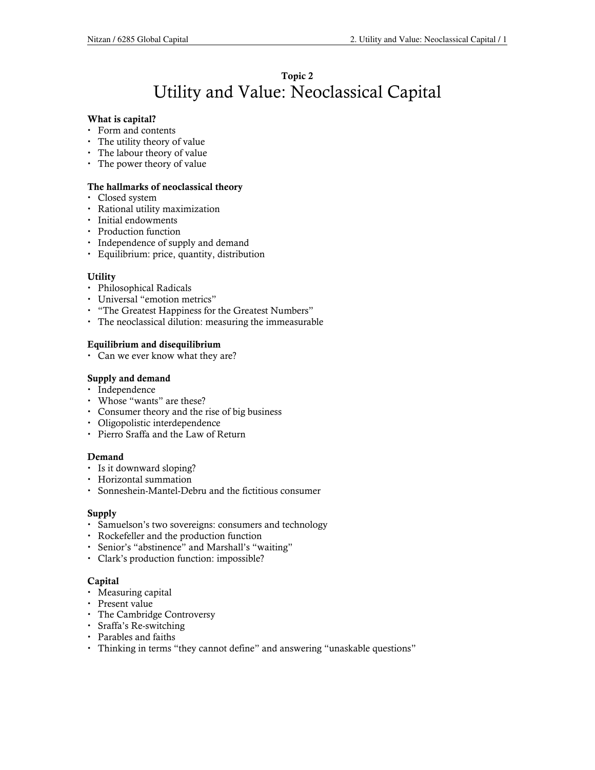Topic 2

# Utility and Value: Neoclassical Capital

**What is capital?**
- Form and contents
- The utility theory of value
- The labour theory of value
- The power theory of value

**The hallmarks of neoclassical theory**
- Closed system
- Rational utility maximization
- Initial endowments
- Production function
- Independence of supply and demand
- Equilibrium: price, quantity, distribution

**Utility**
- Philosophical Radicals
- Universal "emotion metrics"
- "The Greatest Happiness for the Greatest Numbers"
- The neoclassical dilution: measuring the immeasurable

**Equilibrium and disequilibrium**
- Can we ever know what they are?

**Supply and demand**
- Independence
- Whose "wants" are these?
- Consumer theory and the rise of big business
- Oligopolistic interdependence
- Pierro Sraffa and the Law of Return

**Demand**
- Is it downward sloping?
- Horizontal summation
- Sonneshein-Mantel-Debru and the fictitious consumer

**Supply**
- Samuelson's two sovereigns: consumers and technology
- Rockefeller and the production function
- Senior's "abstinence" and Marshall's "waiting"
- Clark's production function: impossible?

**Capital**
- Measuring capital
- Present value
- The Cambridge Controversy
- Sraffa's Re-switching
- Parables and faiths
- Thinking in terms "they cannot define" and answering "unaskable questions"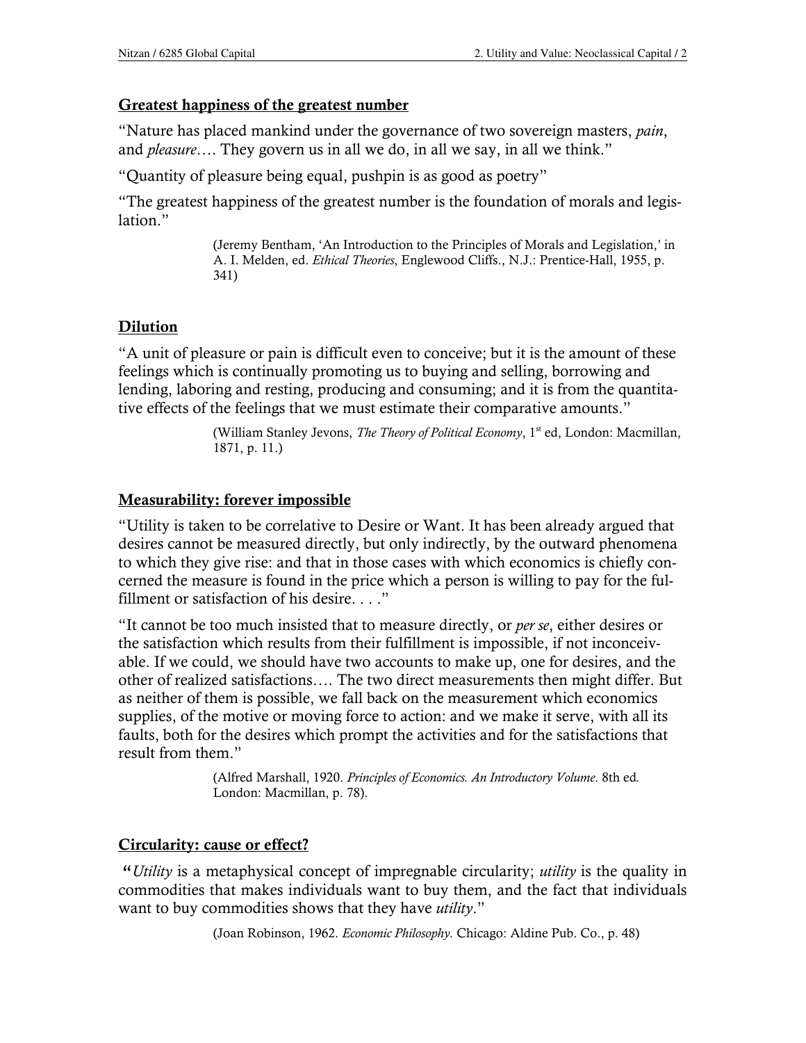## Greatest happiness of the greatest number

"Nature has placed mankind under the governance of two sovereign masters, *pain*, and *pleasure*…. They govern us in all we do, in all we say, in all we think."

"Quantity of pleasure being equal, pushpin is as good as poetry"

"The greatest happiness of the greatest number is the foundation of morals and legislation."

> (Jeremy Bentham, 'An Introduction to the Principles of Morals and Legislation,' in A. I. Melden, ed. *Ethical Theories*, Englewood Cliffs., N.J.: Prentice-Hall, 1955, p. 341)

## Dilution

"A unit of pleasure or pain is difficult even to conceive; but it is the amount of these feelings which is continually promoting us to buying and selling, borrowing and lending, laboring and resting, producing and consuming; and it is from the quantitative effects of the feelings that we must estimate their comparative amounts."

> (William Stanley Jevons, *The Theory of Political Economy*, 1st ed, London: Macmillan, 1871, p. 11.)

## Measurability: forever impossible

"Utility is taken to be correlative to Desire or Want. It has been already argued that desires cannot be measured directly, but only indirectly, by the outward phenomena to which they give rise: and that in those cases with which economics is chiefly concerned the measure is found in the price which a person is willing to pay for the fulfillment or satisfaction of his desire. . . ."

"It cannot be too much insisted that to measure directly, or *per se*, either desires or the satisfaction which results from their fulfillment is impossible, if not inconceivable. If we could, we should have two accounts to make up, one for desires, and the other of realized satisfactions…. The two direct measurements then might differ. But as neither of them is possible, we fall back on the measurement which economics supplies, of the motive or moving force to action: and we make it serve, with all its faults, both for the desires which prompt the activities and for the satisfactions that result from them."

> (Alfred Marshall, 1920. *Principles of Economics. An Introductory Volume*. 8th ed. London: Macmillan, p. 78).

## Circularity: cause or effect?

"*Utility* is a metaphysical concept of impregnable circularity; *utility* is the quality in commodities that makes individuals want to buy them, and the fact that individuals want to buy commodities shows that they have *utility*."

> (Joan Robinson, 1962. *Economic Philosophy.* Chicago: Aldine Pub. Co., p. 48)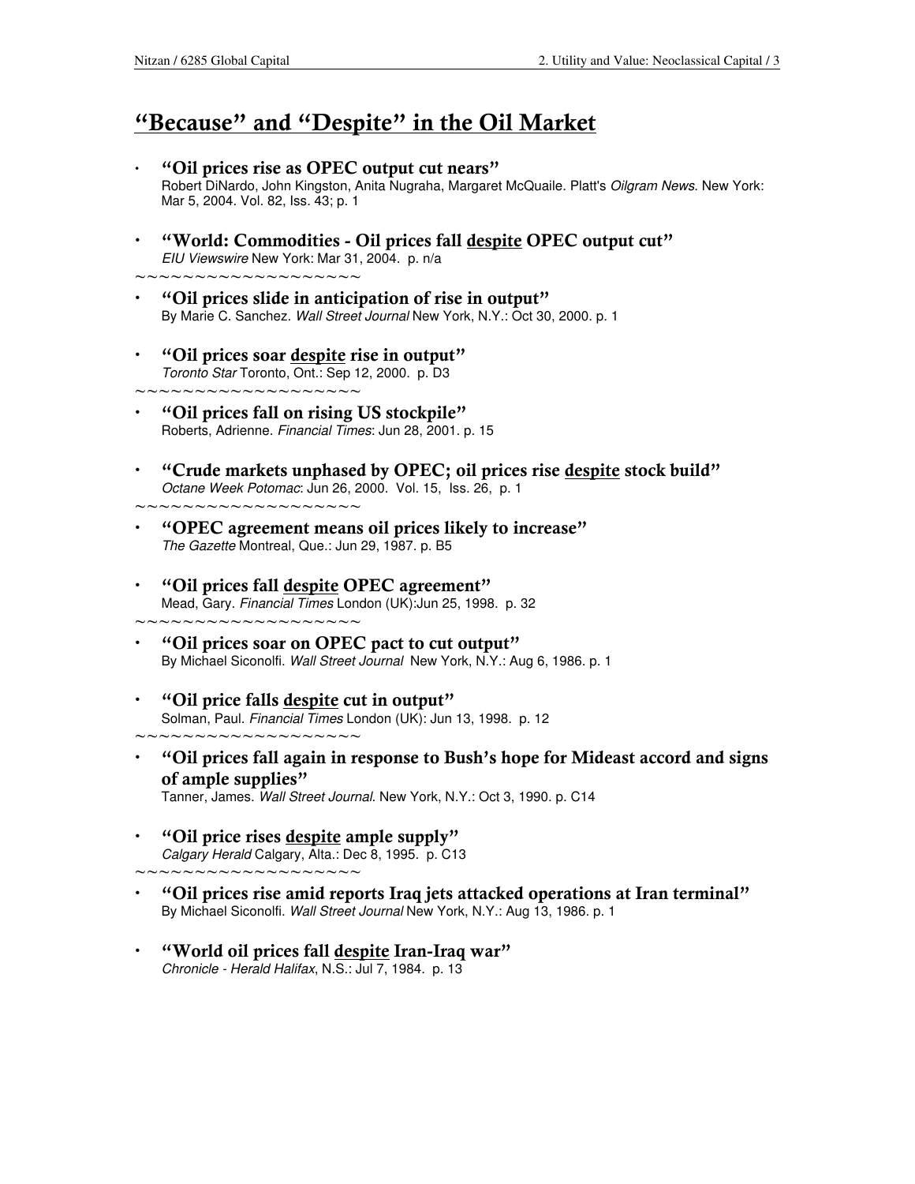# <u>“Because” and “Despite” in the Oil Market</u>

- **“Oil prices rise as OPEC output cut nears”**
  Robert DiNardo, John Kingston, Anita Nugraha, Margaret McQuaile. Platt's *Oilgram News*. New York: Mar 5, 2004. Vol. 82, Iss. 43; p. 1

- **“World: Commodities - Oil prices fall <u>despite</u> OPEC output cut”**
  *EIU Viewswire* New York: Mar 31, 2004. p. n/a

~~~~~~~~~~~~~~~~~~~~

- **“Oil prices slide in anticipation of rise in output”**
  By Marie C. Sanchez. *Wall Street Journal* New York, N.Y.: Oct 30, 2000. p. 1

- **“Oil prices soar <u>despite</u> rise in output”**
  *Toronto Star* Toronto, Ont.: Sep 12, 2000. p. D3

~~~~~~~~~~~~~~~~~~~~

- **“Oil prices fall on rising US stockpile”**
  Roberts, Adrienne. *Financial Times*: Jun 28, 2001. p. 15

- **“Crude markets unphased by OPEC; oil prices rise <u>despite</u> stock build”**
  *Octane Week Potomac*: Jun 26, 2000. Vol. 15, Iss. 26, p. 1

~~~~~~~~~~~~~~~~~~~~

- **“OPEC agreement means oil prices likely to increase”**
  *The Gazette* Montreal, Que.: Jun 29, 1987. p. B5

- **“Oil prices fall <u>despite</u> OPEC agreement”**
  Mead, Gary. *Financial Times* London (UK):Jun 25, 1998. p. 32

~~~~~~~~~~~~~~~~~~~~

- **“Oil prices soar on OPEC pact to cut output”**
  By Michael Siconolfi. *Wall Street Journal* New York, N.Y.: Aug 6, 1986. p. 1

- **“Oil price falls <u>despite</u> cut in output”**
  Solman, Paul. *Financial Times* London (UK): Jun 13, 1998. p. 12

~~~~~~~~~~~~~~~~~~~~

- **“Oil prices fall again in response to Bush’s hope for Mideast accord and signs of ample supplies”**
  Tanner, James. *Wall Street Journal*. New York, N.Y.: Oct 3, 1990. p. C14

- **“Oil price rises <u>despite</u> ample supply”**
  *Calgary Herald* Calgary, Alta.: Dec 8, 1995. p. C13

~~~~~~~~~~~~~~~~~~~~

- **“Oil prices rise amid reports Iraq jets attacked operations at Iran terminal”**
  By Michael Siconolfi. *Wall Street Journal* New York, N.Y.: Aug 13, 1986. p. 1

- **“World oil prices fall <u>despite</u> Iran-Iraq war”**
  *Chronicle - Herald Halifax*, N.S.: Jul 7, 1984. p. 13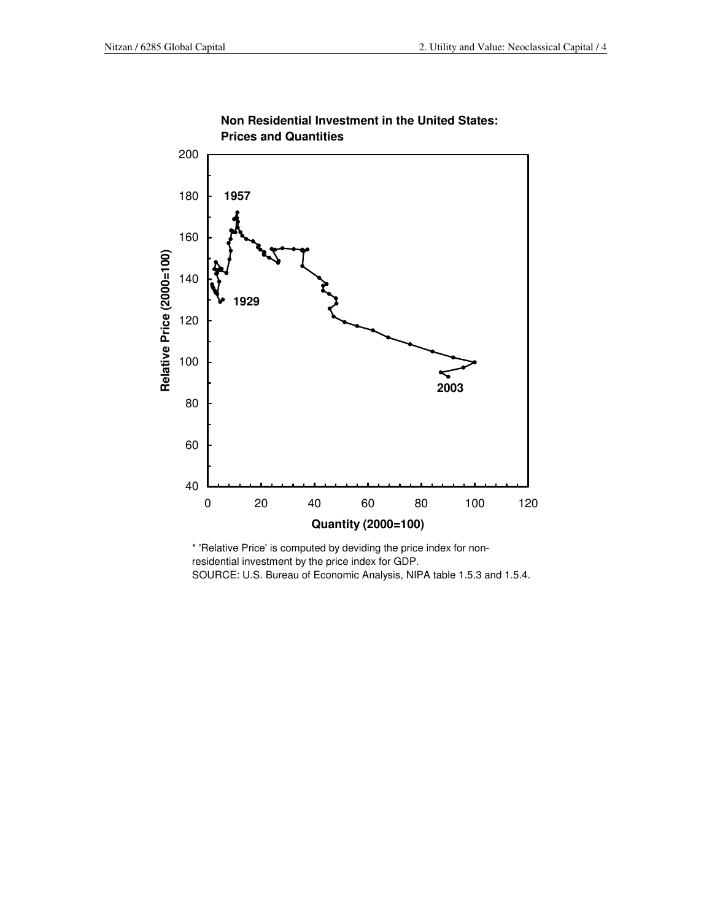**Non Residential Investment in the United States: Prices and Quantities**

Relative Price (2000=100)

200
180
160
140
120
100
80
60
40

1957

1929

2003

0 20 40 60 80 100 120

Quantity (2000=100)

* 'Relative Price' is computed by deviding the price index for non-residential investment by the price index for GDP.
SOURCE: U.S. Bureau of Economic Analysis, NIPA table 1.5.3 and 1.5.4.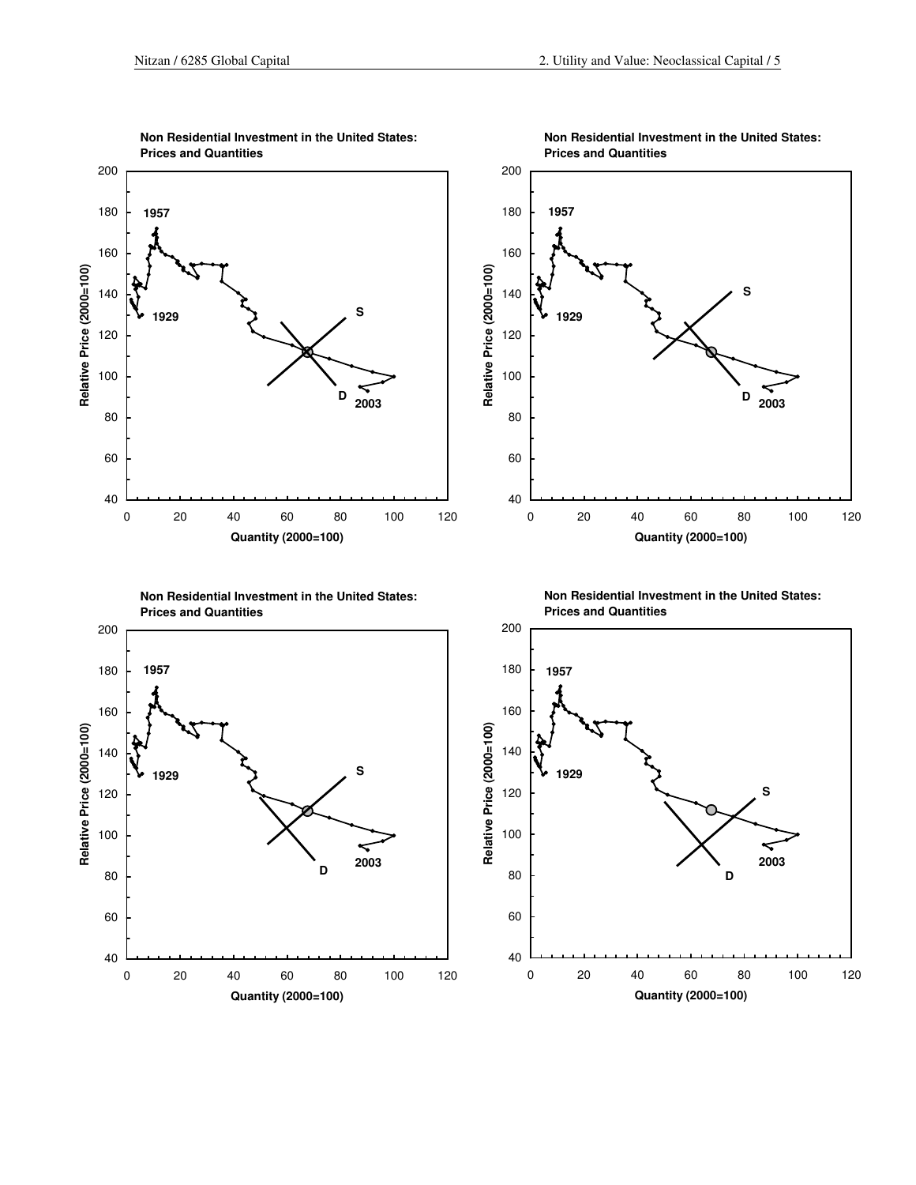**Non Residential Investment in the United States: Prices and Quantities**

Relative Price (2000=100)
Quantity (2000=100)
1957
1929
2003
S
D
200
180
160
140
120
100
80
60
40
0
20
40
60
80
100
120

**Non Residential Investment in the United States: Prices and Quantities**

Relative Price (2000=100)
Quantity (2000=100)
1957
1929
2003
S
D
200
180
160
140
120
100
80
60
40
0
20
40
60
80
100
120

**Non Residential Investment in the United States: Prices and Quantities**

Relative Price (2000=100)
Quantity (2000=100)
1957
1929
2003
S
D
200
180
160
140
120
100
80
60
40
0
20
40
60
80
100
120

**Non Residential Investment in the United States: Prices and Quantities**

Relative Price (2000=100)
Quantity (2000=100)
1957
1929
2003
S
D
200
180
160
140
120
100
80
60
40
0
20
40
60
80
100
120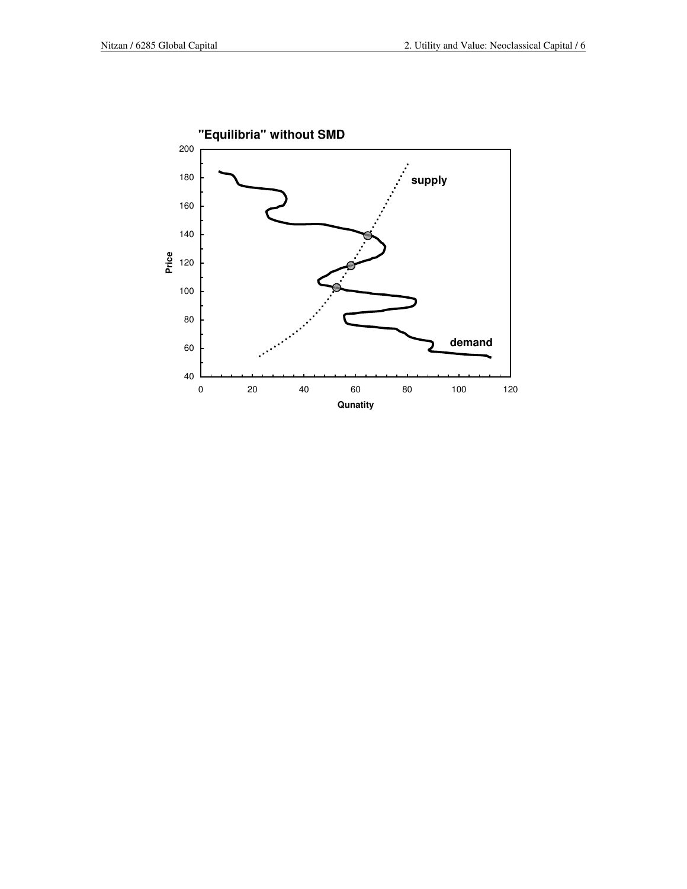"Equilibria" without SMD

200
180
160
140
120
100
80
60
40

Price

0
20
40
60
80
100
120

Qunatity

supply

demand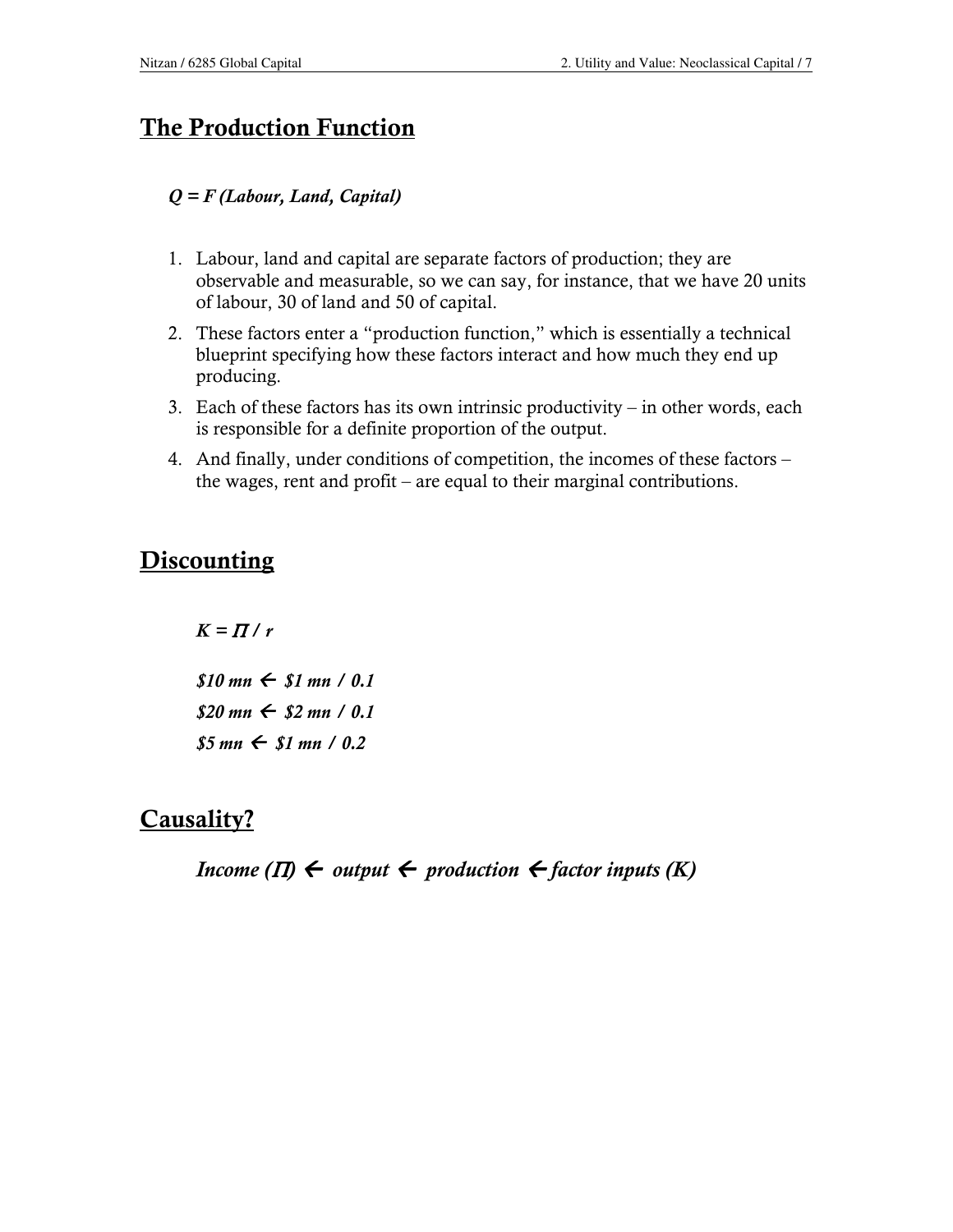## The Production Function

*Q = F (Labour, Land, Capital)*

1. Labour, land and capital are separate factors of production; they are observable and measurable, so we can say, for instance, that we have 20 units of labour, 30 of land and 50 of capital.
2. These factors enter a "production function," which is essentially a technical blueprint specifying how these factors interact and how much they end up producing.
3. Each of these factors has its own intrinsic productivity – in other words, each is responsible for a definite proportion of the output.
4. And finally, under conditions of competition, the incomes of these factors – the wages, rent and profit – are equal to their marginal contributions.

## Discounting

$$K = \Pi / r$$

***$10 mn ← $1 mn / 0.1***

***$20 mn ← $2 mn / 0.1***

***$5 mn ← $1 mn / 0.2***

## Causality?

***Income (Π) ← output ← production ← factor inputs (K)***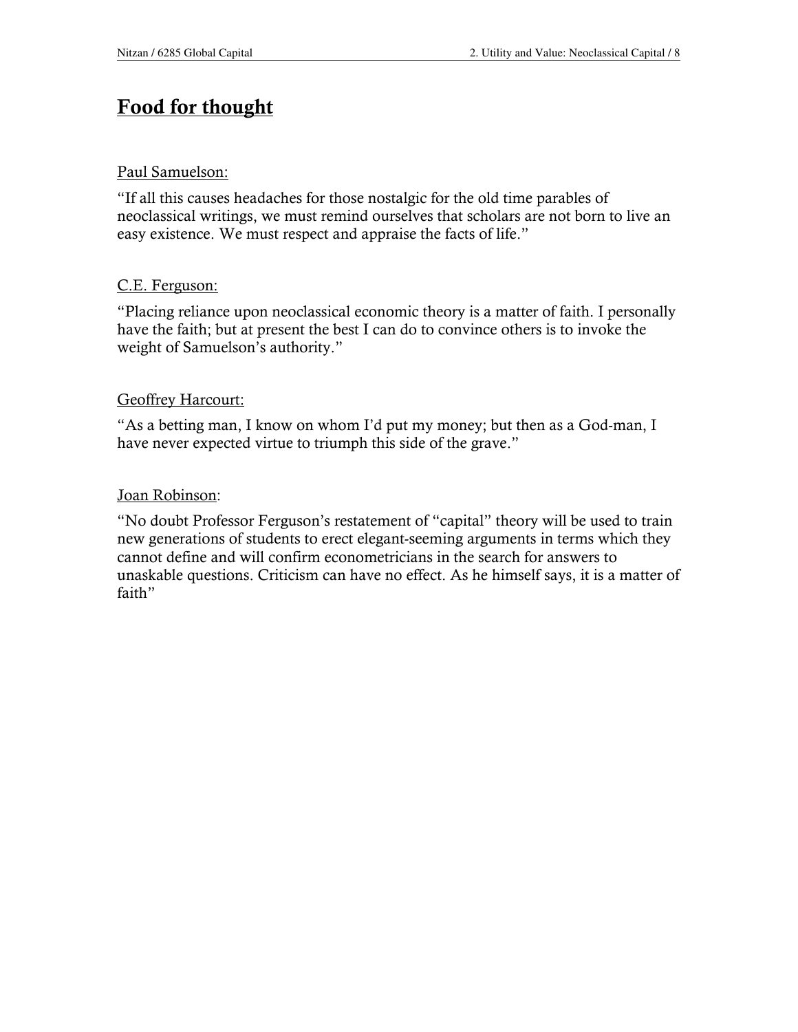## Food for thought

Paul Samuelson:

"If all this causes headaches for those nostalgic for the old time parables of neoclassical writings, we must remind ourselves that scholars are not born to live an easy existence. We must respect and appraise the facts of life."

C.E. Ferguson:

"Placing reliance upon neoclassical economic theory is a matter of faith. I personally have the faith; but at present the best I can do to convince others is to invoke the weight of Samuelson's authority."

Geoffrey Harcourt:

"As a betting man, I know on whom I'd put my money; but then as a God-man, I have never expected virtue to triumph this side of the grave."

Joan Robinson:

"No doubt Professor Ferguson's restatement of "capital" theory will be used to train new generations of students to erect elegant-seeming arguments in terms which they cannot define and will confirm econometricians in the search for answers to unaskable questions. Criticism can have no effect. As he himself says, it is a matter of faith"